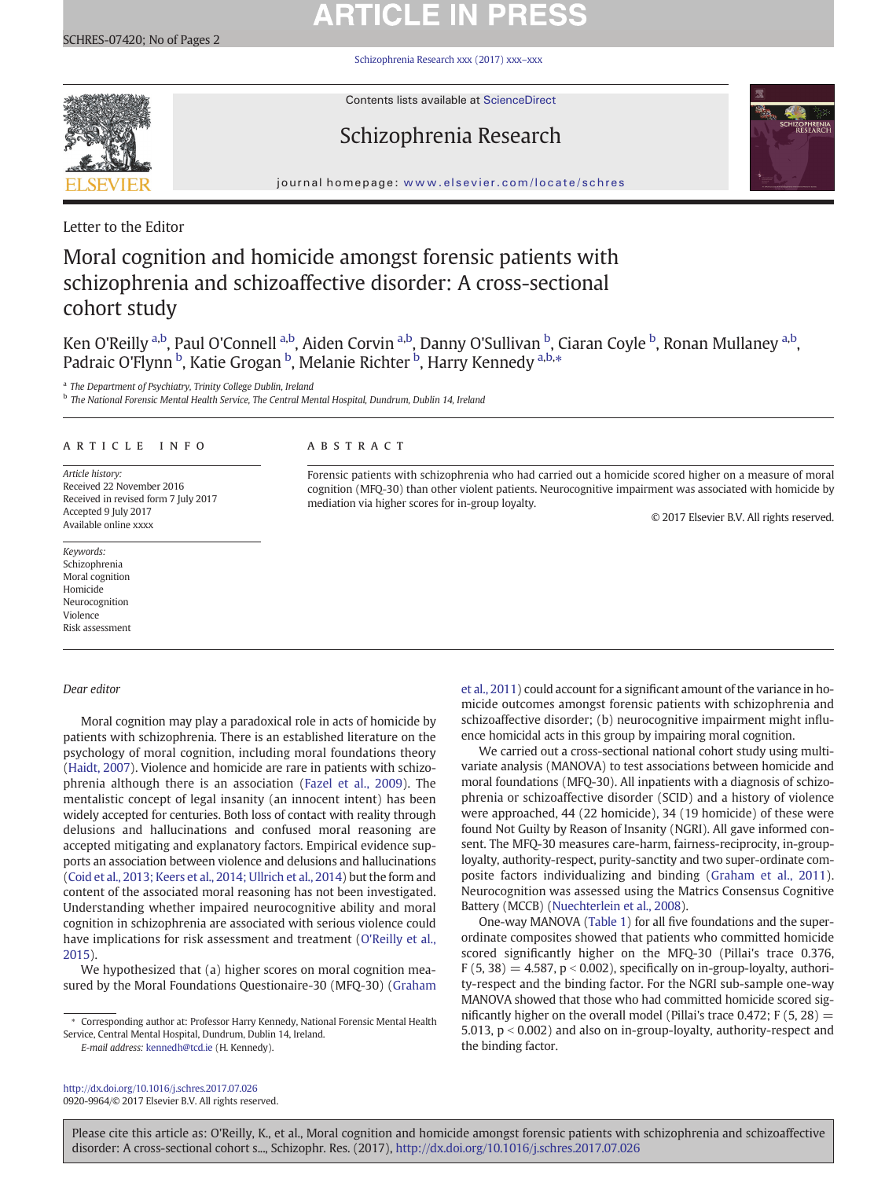Letter to the Editor

# Moral cognition and homicide amongst forensic patients with schizophrenia and schizoaffective disorder: A cross-sectional cohort study

Ken O'Reilly [a,b], Paul O'Connell [a,b], Aiden Corvin [a,b], Danny O'Sullivan [b], Ciaran Coyle [b], Ronan Mullaney [a,b], Padraic O'Flynn [b], Katie Grogan [b], Melanie Richter [b], Harry Kennedy [a,b,*]

[a] The Department of Psychiatry, Trinity College Dublin, Ireland
[b] The National Forensic Mental Health Service, The Central Mental Hospital, Dundrum, Dublin 14, Ireland

## ARTICLE INFO

*Article history:*
Received 22 November 2016
Received in revised form 7 July 2017
Accepted 9 July 2017
Available online xxxx

*Keywords:*
Schizophrenia
Moral cognition
Homicide
Neurocognition
Violence
Risk assessment

## ABSTRACT

Forensic patients with schizophrenia who had carried out a homicide scored higher on a measure of moral cognition (MFQ-30) than other violent patients. Neurocognitive impairment was associated with homicide by mediation via higher scores for in-group loyalty.

© 2017 Elsevier B.V. All rights reserved.

*Dear editor*

Moral cognition may play a paradoxical role in acts of homicide by patients with schizophrenia. There is an established literature on the psychology of moral cognition, including moral foundations theory (Haidt, 2007). Violence and homicide are rare in patients with schizophrenia although there is an association (Fazel et al., 2009). The mentalistic concept of legal insanity (an innocent intent) has been widely accepted for centuries. Both loss of contact with reality through delusions and hallucinations and confused moral reasoning are accepted mitigating and explanatory factors. Empirical evidence supports an association between violence and delusions and hallucinations (Coid et al., 2013; Keers et al., 2014; Ullrich et al., 2014) but the form and content of the associated moral reasoning has not been investigated. Understanding whether impaired neurocognitive ability and moral cognition in schizophrenia are associated with serious violence could have implications for risk assessment and treatment (O'Reilly et al., 2015).

We hypothesized that (a) higher scores on moral cognition measured by the Moral Foundations Questionaire-30 (MFQ-30) (Graham et al., 2011) could account for a significant amount of the variance in homicide outcomes amongst forensic patients with schizophrenia and schizoaffective disorder; (b) neurocognitive impairment might influence homicidal acts in this group by impairing moral cognition.

We carried out a cross-sectional national cohort study using multivariate analysis (MANOVA) to test associations between homicide and moral foundations (MFQ-30). All inpatients with a diagnosis of schizophrenia or schizoaffective disorder (SCID) and a history of violence were approached, 44 (22 homicide), 34 (19 homicide) of these were found Not Guilty by Reason of Insanity (NGRI). All gave informed consent. The MFQ-30 measures care-harm, fairness-reciprocity, in-group-loyalty, authority-respect, purity-sanctity and two super-ordinate composite factors individualizing and binding (Graham et al., 2011). Neurocognition was assessed using the Matrics Consensus Cognitive Battery (MCCB) (Nuechterlein et al., 2008).

One-way MANOVA (Table 1) for all five foundations and the super-ordinate composites showed that patients who committed homicide scored significantly higher on the MFQ-30 (Pillai's trace 0.376, $F(5, 38) = 4.587$, $p < 0.002$), specifically on in-group-loyalty, authority-respect and the binding factor. For the NGRI sub-sample one-way MANOVA showed that those who had committed homicide scored significantly higher on the overall model (Pillai's trace 0.472; $F(5, 28) = 5.013$, $p < 0.002$) and also on in-group-loyalty, authority-respect and the binding factor.

* Corresponding author at: Professor Harry Kennedy, National Forensic Mental Health Service, Central Mental Hospital, Dundrum, Dublin 14, Ireland.
*E-mail address:* kennedh@tcd.ie (H. Kennedy).

http://dx.doi.org/10.1016/j.schres.2017.07.026
0920-9964/© 2017 Elsevier B.V. All rights reserved.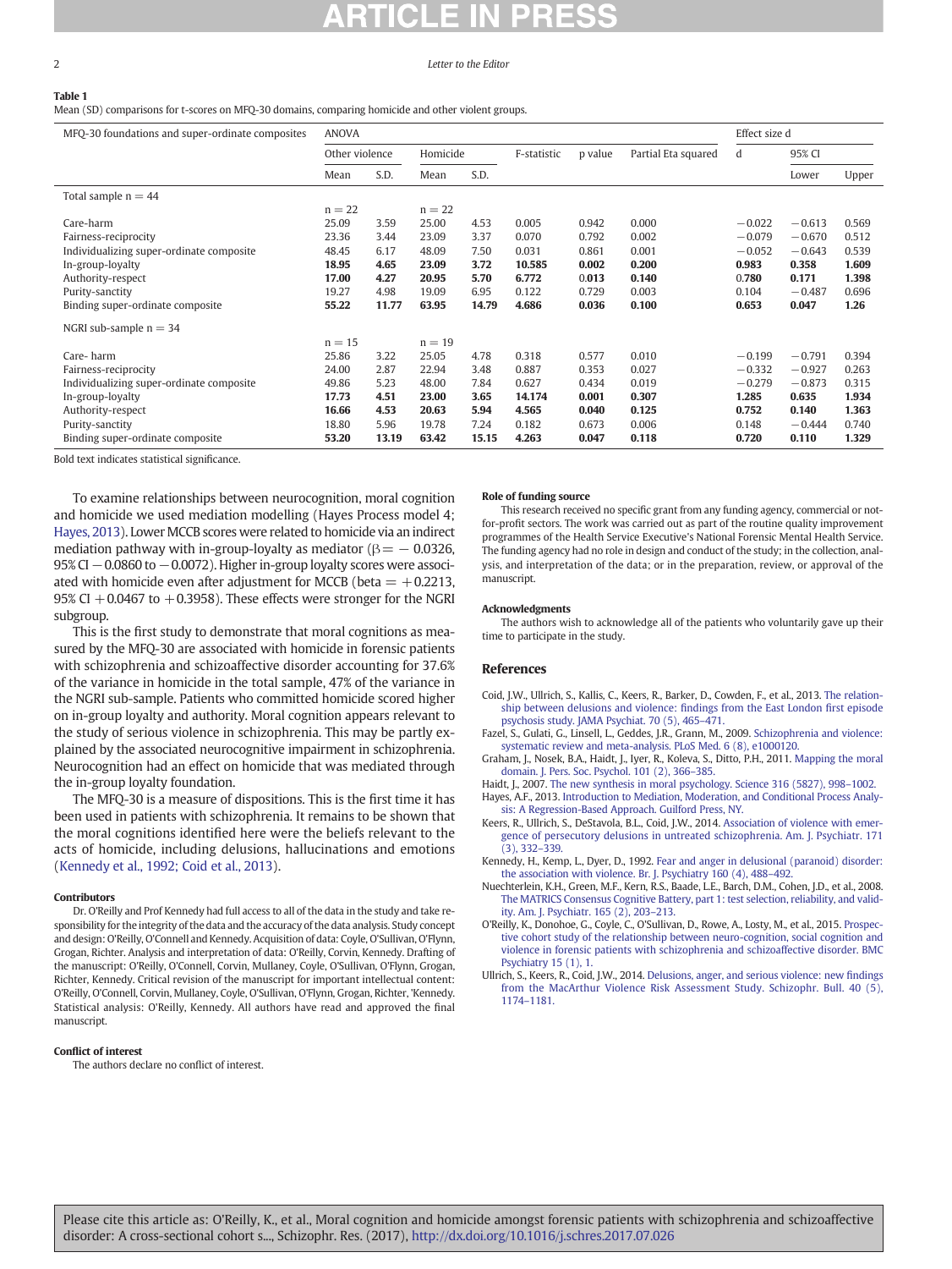**Table 1**
Mean (SD) comparisons for t-scores on MFQ-30 domains, comparing homicide and other violent groups.

| MFQ-30 foundations and super-ordinate composites | ANOVA | | | | | | | Effect size d | | |
|---|---|---|---|---|---|---|---|---|---|---|
| | Other violence | | Homicide | | F-statistic | p value | Partial Eta squared | d | 95% CI | |
| | Mean | S.D. | Mean | S.D. | | | | | Lower | Upper |
| Total sample n = 44 | | | | | | | | | | |
| | n = 22 | | n = 22 | | | | | | | |
| Care-harm | 25.09 | 3.59 | 25.00 | 4.53 | 0.005 | 0.942 | 0.000 | −0.022 | −0.613 | 0.569 |
| Fairness-reciprocity | 23.36 | 3.44 | 23.09 | 3.37 | 0.070 | 0.792 | 0.002 | −0.079 | −0.670 | 0.512 |
| Individualizing super-ordinate composite | 48.45 | 6.17 | 48.09 | 7.50 | 0.031 | 0.861 | 0.001 | −0.052 | −0.643 | 0.539 |
| In-group-loyalty | **18.95** | **4.65** | **23.09** | **3.72** | **10.585** | **0.002** | **0.200** | **0.983** | **0.358** | **1.609** |
| Authority-respect | **17.00** | **4.27** | **20.95** | **5.70** | **6.772** | **0.013** | **0.140** | **0.780** | **0.171** | **1.398** |
| Purity-sanctity | 19.27 | 4.98 | 19.09 | 6.95 | 0.122 | 0.729 | 0.003 | 0.104 | −0.487 | 0.696 |
| Binding super-ordinate composite | **55.22** | **11.77** | **63.95** | **14.79** | **4.686** | **0.036** | **0.100** | **0.653** | **0.047** | **1.26** |
| NGRI sub-sample n = 34 | | | | | | | | | | |
| | n = 15 | | n = 19 | | | | | | | |
| Care- harm | 25.86 | 3.22 | 25.05 | 4.78 | 0.318 | 0.577 | 0.010 | −0.199 | −0.791 | 0.394 |
| Fairness-reciprocity | 24.00 | 2.87 | 22.94 | 3.48 | 0.887 | 0.353 | 0.027 | −0.332 | −0.927 | 0.263 |
| Individualizing super-ordinate composite | 49.86 | 5.23 | 48.00 | 7.84 | 0.627 | 0.434 | 0.019 | −0.279 | −0.873 | 0.315 |
| In-group-loyalty | **17.73** | **4.51** | **23.00** | **3.65** | **14.174** | **0.001** | **0.307** | **1.285** | **0.635** | **1.934** |
| Authority-respect | **16.66** | **4.53** | **20.63** | **5.94** | **4.565** | **0.040** | **0.125** | **0.752** | **0.140** | **1.363** |
| Purity-sanctity | 18.80 | 5.96 | 19.78 | 7.24 | 0.182 | 0.673 | 0.006 | 0.148 | −0.444 | 0.740 |
| Binding super-ordinate composite | **53.20** | **13.19** | **63.42** | **15.15** | **4.263** | **0.047** | **0.118** | **0.720** | **0.110** | **1.329** |

Bold text indicates statistical significance.

To examine relationships between neurocognition, moral cognition and homicide we used mediation modelling (Hayes Process model 4; Hayes, 2013). Lower MCCB scores were related to homicide via an indirect mediation pathway with in-group-loyalty as mediator ($\beta = -0.0326$, 95% CI −0.0860 to −0.0072). Higher in-group loyalty scores were associated with homicide even after adjustment for MCCB (beta = +0.2213, 95% CI +0.0467 to +0.3958). These effects were stronger for the NGRI subgroup.

This is the first study to demonstrate that moral cognitions as measured by the MFQ-30 are associated with homicide in forensic patients with schizophrenia and schizoaffective disorder accounting for 37.6% of the variance in homicide in the total sample, 47% of the variance in the NGRI sub-sample. Patients who committed homicide scored higher on in-group loyalty and authority. Moral cognition appears relevant to the study of serious violence in schizophrenia. This may be partly explained by the associated neurocognitive impairment in schizophrenia. Neurocognition had an effect on homicide that was mediated through the in-group loyalty foundation.

The MFQ-30 is a measure of dispositions. This is the first time it has been used in patients with schizophrenia. It remains to be shown that the moral cognitions identified here were the beliefs relevant to the acts of homicide, including delusions, hallucinations and emotions (Kennedy et al., 1992; Coid et al., 2013).

### Contributors

Dr. O'Reilly and Prof Kennedy had full access to all of the data in the study and take responsibility for the integrity of the data and the accuracy of the data analysis. Study concept and design: O'Reilly, O'Connell and Kennedy. Acquisition of data: Coyle, O'Sullivan, O'Flynn, Grogan, Richter. Analysis and interpretation of data: O'Reilly, Corvin, Kennedy. Drafting of the manuscript: O'Reilly, O'Connell, Corvin, Mullaney, Coyle, O'Sullivan, O'Flynn, Grogan, Richter, Kennedy. Critical revision of the manuscript for important intellectual content: O'Reilly, O'Connell, Corvin, Mullaney, Coyle, O'Sullivan, O'Flynn, Grogan, Richter, 'Kennedy. Statistical analysis: O'Reilly, Kennedy. All authors have read and approved the final manuscript.

### Conflict of interest

The authors declare no conflict of interest.

### Role of funding source

This research received no specific grant from any funding agency, commercial or not-for-profit sectors. The work was carried out as part of the routine quality improvement programmes of the Health Service Executive's National Forensic Mental Health Service. The funding agency had no role in design and conduct of the study; in the collection, analysis, and interpretation of the data; or in the preparation, review, or approval of the manuscript.

### Acknowledgments

The authors wish to acknowledge all of the patients who voluntarily gave up their time to participate in the study.

## References

Coid, J.W., Ullrich, S., Kallis, C., Keers, R., Barker, D., Cowden, F., et al., 2013. The relationship between delusions and violence: findings from the East London first episode psychosis study. JAMA Psychiat. 70 (5), 465–471.

Fazel, S., Gulati, G., Linsell, L., Geddes, J.R., Grann, M., 2009. Schizophrenia and violence: systematic review and meta-analysis. PLoS Med. 6 (8), e1000120.

Graham, J., Nosek, B.A., Haidt, J., Iyer, R., Koleva, S., Ditto, P.H., 2011. Mapping the moral domain. J. Pers. Soc. Psychol. 101 (2), 366–385.

Haidt, J., 2007. The new synthesis in moral psychology. Science 316 (5827), 998–1002.

Hayes, A.F., 2013. Introduction to Mediation, Moderation, and Conditional Process Analysis: A Regression-Based Approach. Guilford Press, NY.

Keers, R., Ullrich, S., DeStavola, B.L., Coid, J.W., 2014. Association of violence with emergence of persecutory delusions in untreated schizophrenia. Am. J. Psychiatr. 171 (3), 332–339.

Kennedy, H., Kemp, L., Dyer, D., 1992. Fear and anger in delusional (paranoid) disorder: the association with violence. Br. J. Psychiatry 160 (4), 488–492.

Nuechterlein, K.H., Green, M.F., Kern, R.S., Baade, L.E., Barch, D.M., Cohen, J.D., et al., 2008. The MATRICS Consensus Cognitive Battery, part 1: test selection, reliability, and validity. Am. J. Psychiatr. 165 (2), 203–213.

O'Reilly, K., Donohoe, G., Coyle, C., O'Sullivan, D., Rowe, A., Losty, M., et al., 2015. Prospective cohort study of the relationship between neuro-cognition, social cognition and violence in forensic patients with schizophrenia and schizoaffective disorder. BMC Psychiatry 15 (1), 1.

Ullrich, S., Keers, R., Coid, J.W., 2014. Delusions, anger, and serious violence: new findings from the MacArthur Violence Risk Assessment Study. Schizophr. Bull. 40 (5), 1174–1181.